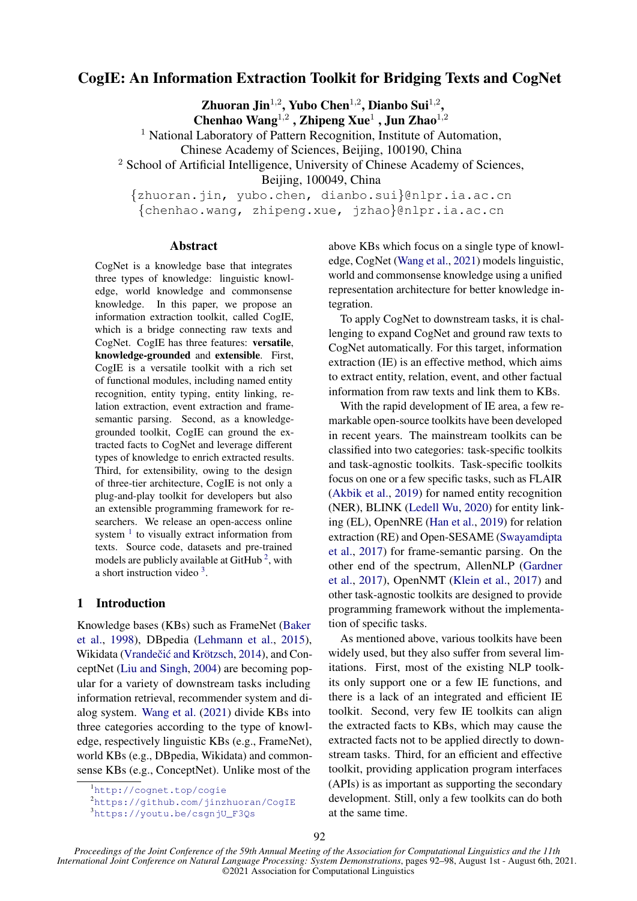# CogIE: An Information Extraction Toolkit for Bridging Texts and CogNet

**Zhuoran Jin**[1,2], **Yubo Chen**[1,2], **Dianbo Sui**[1,2], **Chenhao Wang**[1,2], **Zhipeng Xue**[1], **Jun Zhao**[1,2]

[1] National Laboratory of Pattern Recognition, Institute of Automation, Chinese Academy of Sciences, Beijing, 100190, China

[2] School of Artificial Intelligence, University of Chinese Academy of Sciences, Beijing, 100049, China

{zhuoran.jin, yubo.chen, dianbo.sui}@nlpr.ia.ac.cn
{chenhao.wang, zhipeng.xue, jzhao}@nlpr.ia.ac.cn

## Abstract

CogNet is a knowledge base that integrates three types of knowledge: linguistic knowledge, world knowledge and commonsense knowledge. In this paper, we propose an information extraction toolkit, called CogIE, which is a bridge connecting raw texts and CogNet. CogIE has three features: **versatile**, **knowledge-grounded** and **extensible**. First, CogIE is a versatile toolkit with a rich set of functional modules, including named entity recognition, entity typing, entity linking, relation extraction, event extraction and frame-semantic parsing. Second, as a knowledge-grounded toolkit, CogIE can ground the extracted facts to CogNet and leverage different types of knowledge to enrich extracted results. Third, for extensibility, owing to the design of three-tier architecture, CogIE is not only a plug-and-play toolkit for developers but also an extensible programming framework for researchers. We release an open-access online system [1] to visually extract information from texts. Source code, datasets and pre-trained models are publicly available at GitHub [2], with a short instruction video [3].

## 1 Introduction

Knowledge bases (KBs) such as FrameNet (Baker et al., 1998), DBpedia (Lehmann et al., 2015), Wikidata (Vrandečić and Krötzsch, 2014), and ConceptNet (Liu and Singh, 2004) are becoming popular for a variety of downstream tasks including information retrieval, recommender system and dialog system. Wang et al. (2021) divide KBs into three categories according to the type of knowledge, respectively linguistic KBs (e.g., FrameNet), world KBs (e.g., DBpedia, Wikidata) and commonsense KBs (e.g., ConceptNet). Unlike most of the above KBs which focus on a single type of knowledge, CogNet (Wang et al., 2021) models linguistic, world and commonsense knowledge using a unified representation architecture for better knowledge integration.

To apply CogNet to downstream tasks, it is challenging to expand CogNet and ground raw texts to CogNet automatically. For this target, information extraction (IE) is an effective method, which aims to extract entity, relation, event, and other factual information from raw texts and link them to KBs.

With the rapid development of IE area, a few remarkable open-source toolkits have been developed in recent years. The mainstream toolkits can be classified into two categories: task-specific toolkits and task-agnostic toolkits. Task-specific toolkits focus on one or a few specific tasks, such as FLAIR (Akbik et al., 2019) for named entity recognition (NER), BLINK (Ledell Wu, 2020) for entity linking (EL), OpenNRE (Han et al., 2019) for relation extraction (RE) and Open-SESAME (Swayamdipta et al., 2017) for frame-semantic parsing. On the other end of the spectrum, AllenNLP (Gardner et al., 2017), OpenNMT (Klein et al., 2017) and other task-agnostic toolkits are designed to provide programming framework without the implementation of specific tasks.

As mentioned above, various toolkits have been widely used, but they also suffer from several limitations. First, most of the existing NLP toolkits only support one or a few IE functions, and there is a lack of an integrated and efficient IE toolkit. Second, very few IE toolkits can align the extracted facts to KBs, which may cause the extracted facts not to be applied directly to downstream tasks. Third, for an efficient and effective toolkit, providing application program interfaces (APIs) is as important as supporting the secondary development. Still, only a few toolkits can do both at the same time.

[1] http://cognet.top/cogie
[2] https://github.com/jinzhuoran/CogIE
[3] https://youtu.be/csgnjU_F3Qs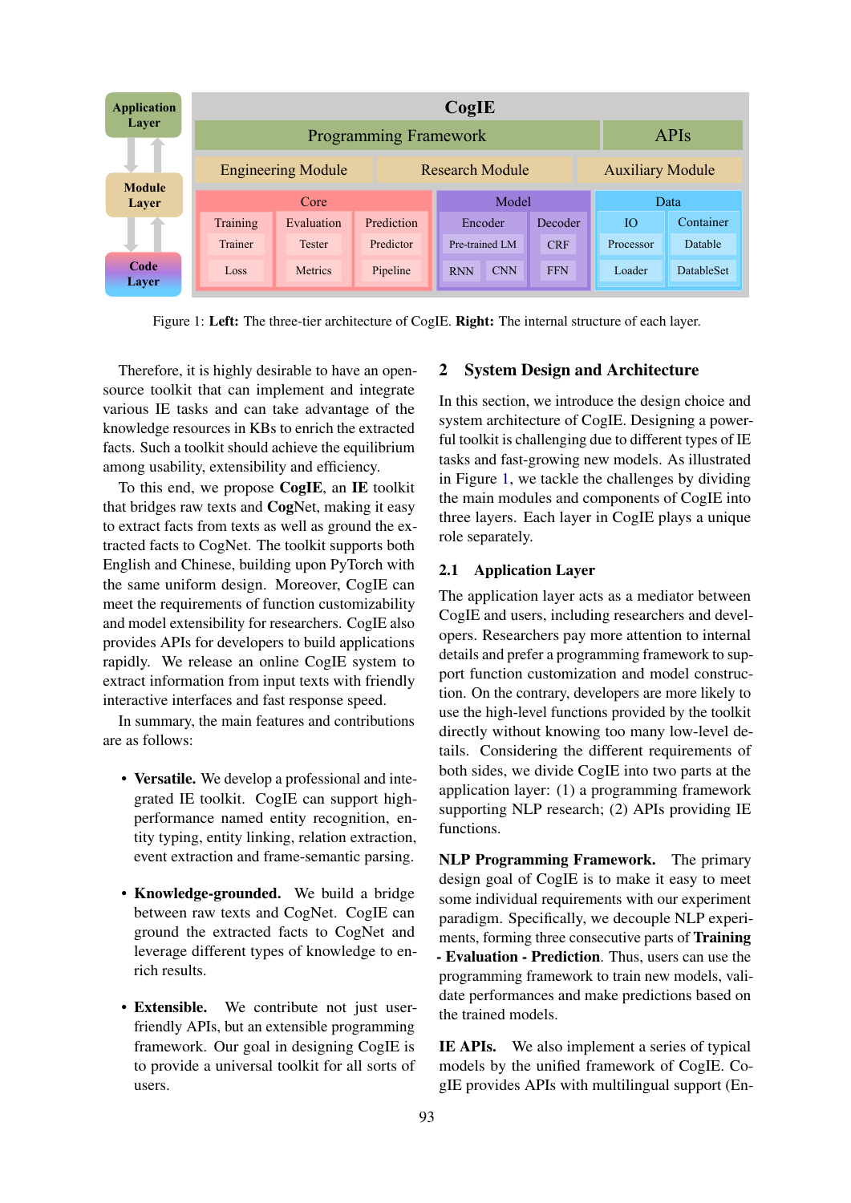Figure 1: **Left:** The three-tier architecture of CogIE. **Right:** The internal structure of each layer.

Therefore, it is highly desirable to have an open-source toolkit that can implement and integrate various IE tasks and can take advantage of the knowledge resources in KBs to enrich the extracted facts. Such a toolkit should achieve the equilibrium among usability, extensibility and efficiency.

To this end, we propose **CogIE**, an **IE** toolkit that bridges raw texts and **Cog**Net, making it easy to extract facts from texts as well as ground the extracted facts to CogNet. The toolkit supports both English and Chinese, building upon PyTorch with the same uniform design. Moreover, CogIE can meet the requirements of function customizability and model extensibility for researchers. CogIE also provides APIs for developers to build applications rapidly. We release an online CogIE system to extract information from input texts with friendly interactive interfaces and fast response speed.

In summary, the main features and contributions are as follows:

- **Versatile.** We develop a professional and integrated IE toolkit. CogIE can support high-performance named entity recognition, entity typing, entity linking, relation extraction, event extraction and frame-semantic parsing.

- **Knowledge-grounded.** We build a bridge between raw texts and CogNet. CogIE can ground the extracted facts to CogNet and leverage different types of knowledge to enrich results.

- **Extensible.** We contribute not just user-friendly APIs, but an extensible programming framework. Our goal in designing CogIE is to provide a universal toolkit for all sorts of users.

## 2 System Design and Architecture

In this section, we introduce the design choice and system architecture of CogIE. Designing a powerful toolkit is challenging due to different types of IE tasks and fast-growing new models. As illustrated in Figure 1, we tackle the challenges by dividing the main modules and components of CogIE into three layers. Each layer in CogIE plays a unique role separately.

### 2.1 Application Layer

The application layer acts as a mediator between CogIE and users, including researchers and developers. Researchers pay more attention to internal details and prefer a programming framework to support function customization and model construction. On the contrary, developers are more likely to use the high-level functions provided by the toolkit directly without knowing too many low-level details. Considering the different requirements of both sides, we divide CogIE into two parts at the application layer: (1) a programming framework supporting NLP research; (2) APIs providing IE functions.

**NLP Programming Framework.** The primary design goal of CogIE is to make it easy to meet some individual requirements with our experiment paradigm. Specifically, we decouple NLP experiments, forming three consecutive parts of **Training - Evaluation - Prediction**. Thus, users can use the programming framework to train new models, validate performances and make predictions based on the trained models.

**IE APIs.** We also implement a series of typical models by the unified framework of CogIE. CogIE provides APIs with multilingual support (En-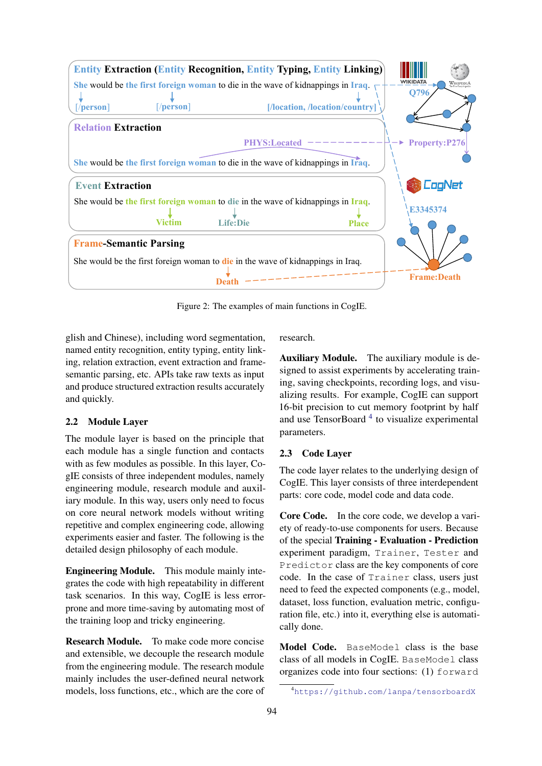Figure 2: The examples of main functions in CogIE.

glish and Chinese), including word segmentation, named entity recognition, entity typing, entity linking, relation extraction, event extraction and frame-semantic parsing, etc. APIs take raw texts as input and produce structured extraction results accurately and quickly.

## 2.2 Module Layer

The module layer is based on the principle that each module has a single function and contacts with as few modules as possible. In this layer, CogIE consists of three independent modules, namely engineering module, research module and auxiliary module. In this way, users only need to focus on core neural network models without writing repetitive and complex engineering code, allowing experiments easier and faster. The following is the detailed design philosophy of each module.

**Engineering Module.** This module mainly integrates the code with high repeatability in different task scenarios. In this way, CogIE is less error-prone and more time-saving by automating most of the training loop and tricky engineering.

**Research Module.** To make code more concise and extensible, we decouple the research module from the engineering module. The research module mainly includes the user-defined neural network models, loss functions, etc., which are the core of research.

**Auxiliary Module.** The auxiliary module is designed to assist experiments by accelerating training, saving checkpoints, recording logs, and visualizing results. For example, CogIE can support 16-bit precision to cut memory footprint by half and use TensorBoard [4] to visualize experimental parameters.

## 2.3 Code Layer

The code layer relates to the underlying design of CogIE. This layer consists of three interdependent parts: core code, model code and data code.

**Core Code.** In the core code, we develop a variety of ready-to-use components for users. Because of the special **Training - Evaluation - Prediction** experiment paradigm, `Trainer`, `Tester` and `Predictor` class are the key components of core code. In the case of `Trainer` class, users just need to feed the expected components (e.g., model, dataset, loss function, evaluation metric, configuration file, etc.) into it, everything else is automatically done.

**Model Code.** `BaseModel` class is the base class of all models in CogIE. `BaseModel` class organizes code into four sections: (1) `forward`

[4] https://github.com/lanpa/tensorboardX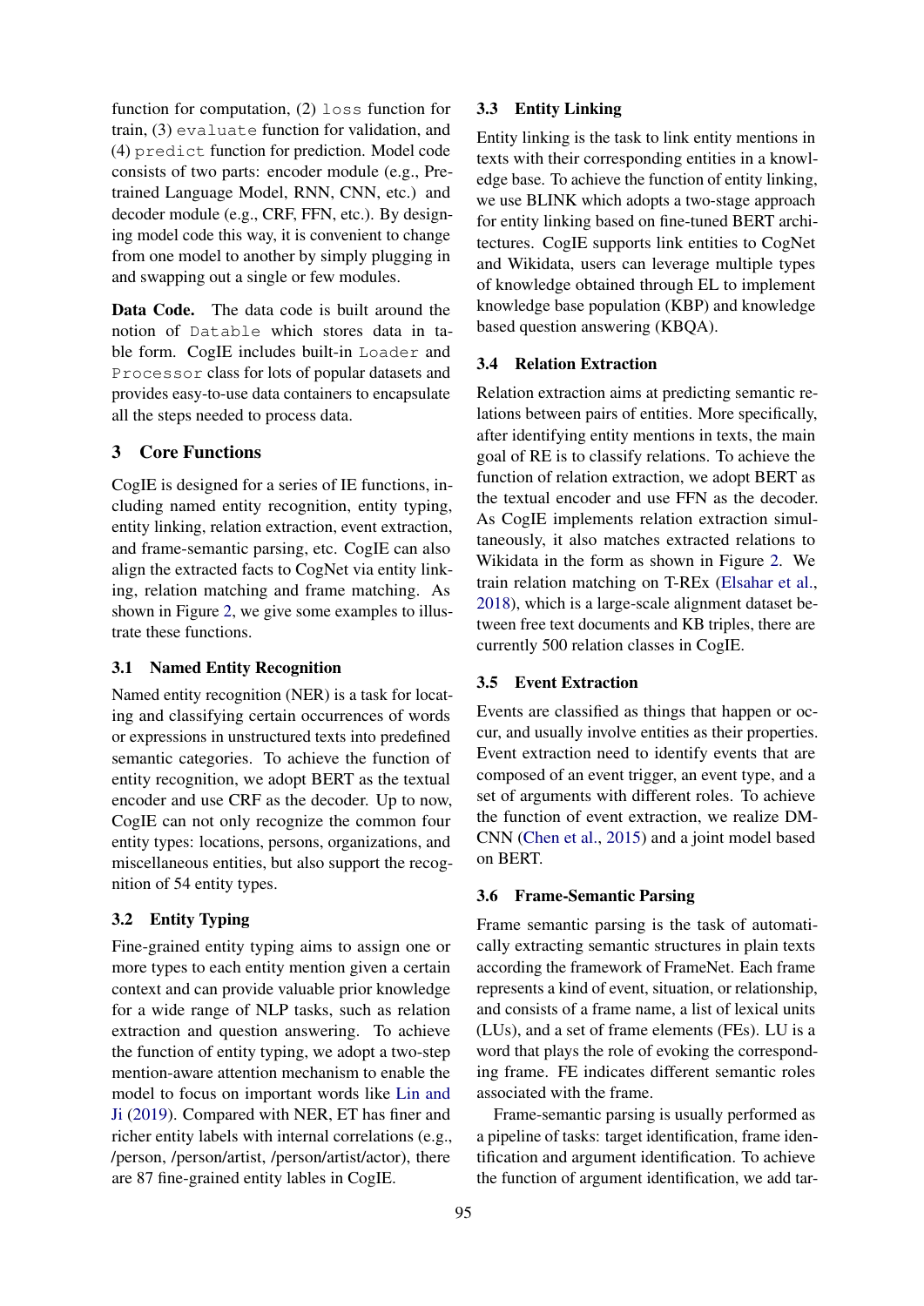function for computation, (2) `loss` function for train, (3) `evaluate` function for validation, and (4) `predict` function for prediction. Model code consists of two parts: encoder module (e.g., Pre-trained Language Model, RNN, CNN, etc.) and decoder module (e.g., CRF, FFN, etc.). By designing model code this way, it is convenient to change from one model to another by simply plugging in and swapping out a single or few modules.

**Data Code.** The data code is built around the notion of `Datable` which stores data in table form. CogIE includes built-in `Loader` and `Processor` class for lots of popular datasets and provides easy-to-use data containers to encapsulate all the steps needed to process data.

## 3 Core Functions

CogIE is designed for a series of IE functions, including named entity recognition, entity typing, entity linking, relation extraction, event extraction, and frame-semantic parsing, etc. CogIE can also align the extracted facts to CogNet via entity linking, relation matching and frame matching. As shown in Figure 2, we give some examples to illustrate these functions.

### 3.1 Named Entity Recognition

Named entity recognition (NER) is a task for locating and classifying certain occurrences of words or expressions in unstructured texts into predefined semantic categories. To achieve the function of entity recognition, we adopt BERT as the textual encoder and use CRF as the decoder. Up to now, CogIE can not only recognize the common four entity types: locations, persons, organizations, and miscellaneous entities, but also support the recognition of 54 entity types.

### 3.2 Entity Typing

Fine-grained entity typing aims to assign one or more types to each entity mention given a certain context and can provide valuable prior knowledge for a wide range of NLP tasks, such as relation extraction and question answering. To achieve the function of entity typing, we adopt a two-step mention-aware attention mechanism to enable the model to focus on important words like Lin and Ji (2019). Compared with NER, ET has finer and richer entity labels with internal correlations (e.g., /person, /person/artist, /person/artist/actor), there are 87 fine-grained entity lables in CogIE.

### 3.3 Entity Linking

Entity linking is the task to link entity mentions in texts with their corresponding entities in a knowledge base. To achieve the function of entity linking, we use BLINK which adopts a two-stage approach for entity linking based on fine-tuned BERT architectures. CogIE supports link entities to CogNet and Wikidata, users can leverage multiple types of knowledge obtained through EL to implement knowledge base population (KBP) and knowledge based question answering (KBQA).

### 3.4 Relation Extraction

Relation extraction aims at predicting semantic relations between pairs of entities. More specifically, after identifying entity mentions in texts, the main goal of RE is to classify relations. To achieve the function of relation extraction, we adopt BERT as the textual encoder and use FFN as the decoder. As CogIE implements relation extraction simultaneously, it also matches extracted relations to Wikidata in the form as shown in Figure 2. We train relation matching on T-REx (Elsahar et al., 2018), which is a large-scale alignment dataset between free text documents and KB triples, there are currently 500 relation classes in CogIE.

### 3.5 Event Extraction

Events are classified as things that happen or occur, and usually involve entities as their properties. Event extraction need to identify events that are composed of an event trigger, an event type, and a set of arguments with different roles. To achieve the function of event extraction, we realize DM-CNN (Chen et al., 2015) and a joint model based on BERT.

### 3.6 Frame-Semantic Parsing

Frame semantic parsing is the task of automatically extracting semantic structures in plain texts according the framework of FrameNet. Each frame represents a kind of event, situation, or relationship, and consists of a frame name, a list of lexical units (LUs), and a set of frame elements (FEs). LU is a word that plays the role of evoking the corresponding frame. FE indicates different semantic roles associated with the frame.

Frame-semantic parsing is usually performed as a pipeline of tasks: target identification, frame identification and argument identification. To achieve the function of argument identification, we add tar-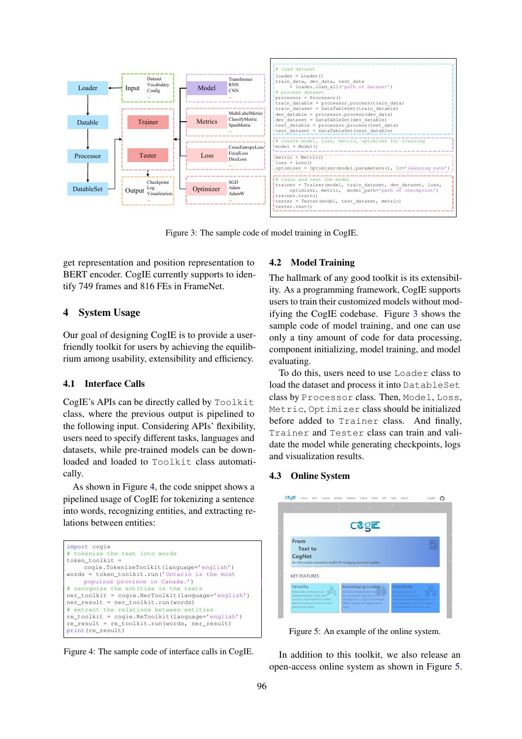```
# load dataset
loader = Loader()
train_data, dev_data, test_data
    = loader.load_all('path of dataset')
# process dataset
processor = Processor()
train_datable = processor.process(train_data)
train_dataset = DataTableSet(train_datable)
dev_datable = processor.process(dev_data)
dev_dataset = DataTableSet(dev_datable)
test_datable = processor.process(test_data)
test_dataset = DataTableSet(test_datable)
# create model, loss, metric, optimizer for training
model = Model()
metric = Metric()
loss = Loss()
optimizer = Optimizer(model.parameters(), lr='learning rate')
# train and test the model
trainer = Trainer(model, train_dataset, dev_dataset, loss,
    optimizer, metric, model_path='path of checkpoint')
trainer.train()
tester = Tester(model, test_dataset, metric)
tester.test()
```

Figure 3: The sample code of model training in CogIE.

get representation and position representation to BERT encoder. CogIE currently supports to identify 749 frames and 816 FEs in FrameNet.

## 4 System Usage

Our goal of designing CogIE is to provide a user-friendly toolkit for users by achieving the equilibrium among usability, extensibility and efficiency.

### 4.1 Interface Calls

CogIE's APIs can be directly called by `Toolkit` class, where the previous output is pipelined to the following input. Considering APIs' flexibility, users need to specify different tasks, languages and datasets, while pre-trained models can be downloaded and loaded to `Toolkit` class automatically.

As shown in Figure 4, the code snippet shows a pipelined usage of CogIE for tokenizing a sentence into words, recognizing entities, and extracting relations between entities:

```
import cogie
# tokenize the text into words
token_toolkit =
    cogie.TokenizeToolkit(language='english')
words = token_toolkit.run('Ontario is the most
    populous province in Canada.')
# recognize the entities in the texts
ner_toolkit = cogie.NerToolkit(language='english')
ner_result = ner_toolkit.run(words)
# extract the relations between entities
re_toolkit = cogie.ReToolkit(language='english')
re_result = re_toolkit.run(words, ner_result)
print(re_result)
```

Figure 4: The sample code of interface calls in CogIE.

### 4.2 Model Training

The hallmark of any good toolkit is its extensibility. As a programming framework, CogIE supports users to train their customized models without modifying the CogIE codebase. Figure 3 shows the sample code of model training, and one can use only a tiny amount of code for data processing, component initializing, model training, and model evaluating.

To do this, users need to use `Loader` class to load the dataset and process it into `DatableSet` class by `Processor` class. Then, `Model`, `Loss`, `Metric`, `Optimizer` class should be initialized before added to `Trainer` class. And finally, `Trainer` and `Tester` class can train and validate the model while generating checkpoints, logs and visualization results.

### 4.3 Online System

Figure 5: An example of the online system.

In addition to this toolkit, we also release an open-access online system as shown in Figure 5.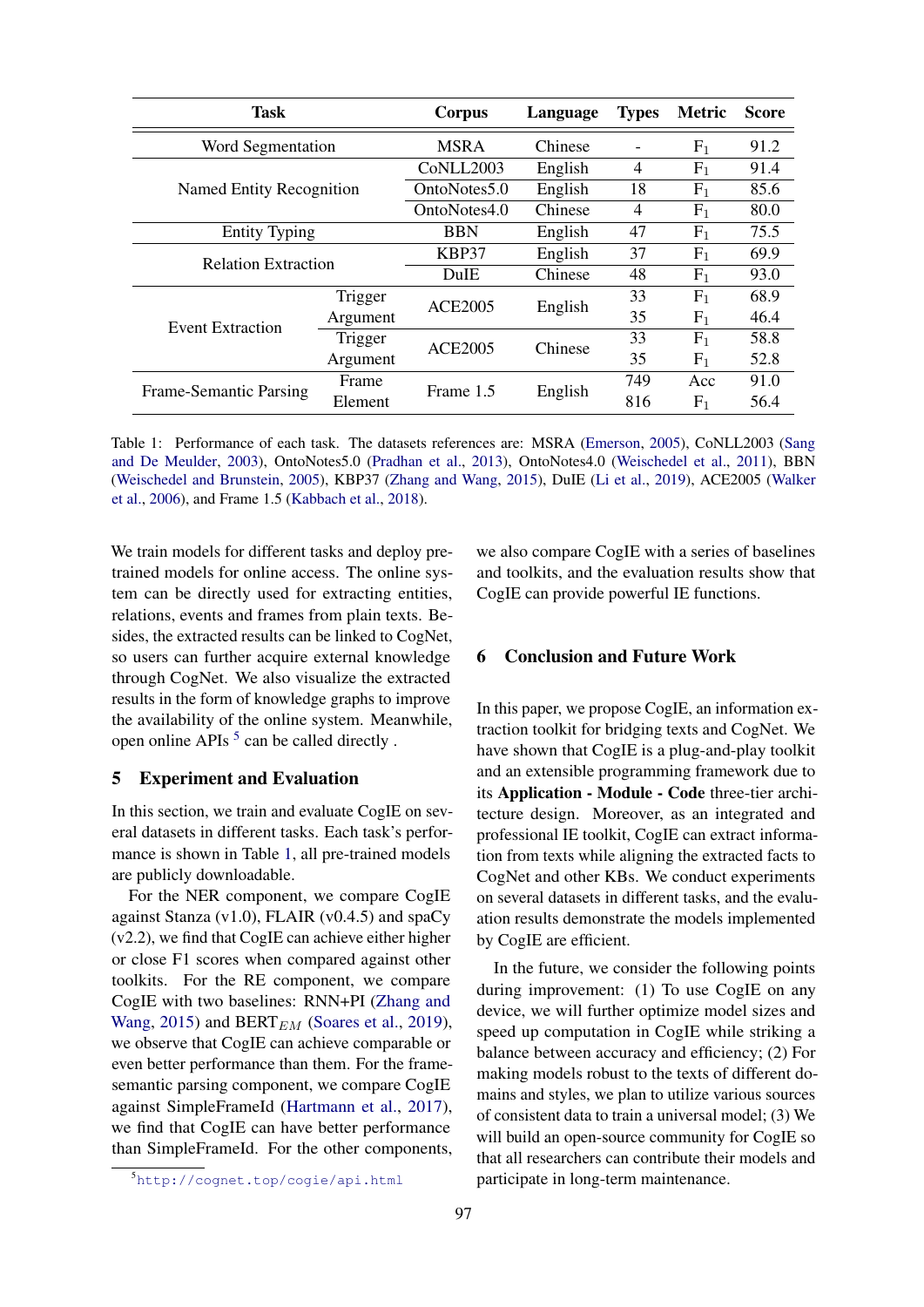| Task | | Corpus | Language | Types | Metric | Score |
|---|---|---|---|---|---|---|
| Word Segmentation | | MSRA | Chinese | - | $F_1$ | 91.2 |
| Named Entity Recognition | | CoNLL2003 | English | 4 | $F_1$ | 91.4 |
| | | OntoNotes5.0 | English | 18 | $F_1$ | 85.6 |
| | | OntoNotes4.0 | Chinese | 4 | $F_1$ | 80.0 |
| Entity Typing | | BBN | English | 47 | $F_1$ | 75.5 |
| Relation Extraction | | KBP37 | English | 37 | $F_1$ | 69.9 |
| | | DuIE | Chinese | 48 | $F_1$ | 93.0 |
| Event Extraction | Trigger | ACE2005 | English | 33 | $F_1$ | 68.9 |
| | Argument | | | 35 | $F_1$ | 46.4 |
| | Trigger | ACE2005 | Chinese | 33 | $F_1$ | 58.8 |
| | Argument | | | 35 | $F_1$ | 52.8 |
| Frame-Semantic Parsing | Frame | Frame 1.5 | English | 749 | Acc | 91.0 |
| | Element | | | 816 | $F_1$ | 56.4 |

Table 1: Performance of each task. The datasets references are: MSRA (Emerson, 2005), CoNLL2003 (Sang and De Meulder, 2003), OntoNotes5.0 (Pradhan et al., 2013), OntoNotes4.0 (Weischedel et al., 2011), BBN (Weischedel and Brunstein, 2005), KBP37 (Zhang and Wang, 2015), DuIE (Li et al., 2019), ACE2005 (Walker et al., 2006), and Frame 1.5 (Kabbach et al., 2018).

We train models for different tasks and deploy pretrained models for online access. The online system can be directly used for extracting entities, relations, events and frames from plain texts. Besides, the extracted results can be linked to CogNet, so users can further acquire external knowledge through CogNet. We also visualize the extracted results in the form of knowledge graphs to improve the availability of the online system. Meanwhile, open online APIs [5] can be called directly .

## 5 Experiment and Evaluation

In this section, we train and evaluate CogIE on several datasets in different tasks. Each task's performance is shown in Table 1, all pre-trained models are publicly downloadable.

For the NER component, we compare CogIE against Stanza (v1.0), FLAIR (v0.4.5) and spaCy (v2.2), we find that CogIE can achieve either higher or close F1 scores when compared against other toolkits. For the RE component, we compare CogIE with two baselines: RNN+PI (Zhang and Wang, 2015) and BERT$_{EM}$ (Soares et al., 2019), we observe that CogIE can achieve comparable or even better performance than them. For the frame-semantic parsing component, we compare CogIE against SimpleFrameId (Hartmann et al., 2017), we find that CogIE can have better performance than SimpleFrameId. For the other components, we also compare CogIE with a series of baselines and toolkits, and the evaluation results show that CogIE can provide powerful IE functions.

[5] http://cognet.top/cogie/api.html

## 6 Conclusion and Future Work

In this paper, we propose CogIE, an information extraction toolkit for bridging texts and CogNet. We have shown that CogIE is a plug-and-play toolkit and an extensible programming framework due to its **Application - Module - Code** three-tier architecture design. Moreover, as an integrated and professional IE toolkit, CogIE can extract information from texts while aligning the extracted facts to CogNet and other KBs. We conduct experiments on several datasets in different tasks, and the evaluation results demonstrate the models implemented by CogIE are efficient.

In the future, we consider the following points during improvement: (1) To use CogIE on any device, we will further optimize model sizes and speed up computation in CogIE while striking a balance between accuracy and efficiency; (2) For making models robust to the texts of different domains and styles, we plan to utilize various sources of consistent data to train a universal model; (3) We will build an open-source community for CogIE so that all researchers can contribute their models and participate in long-term maintenance.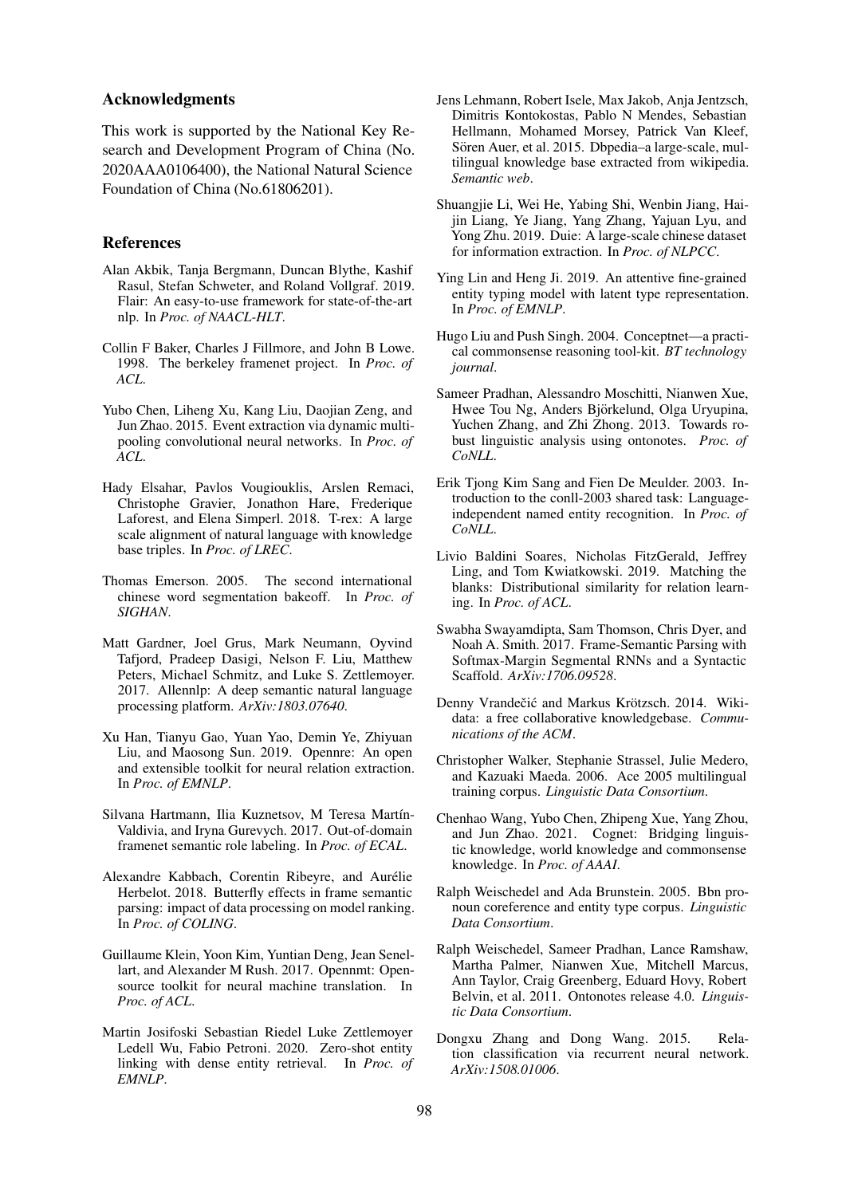## Acknowledgments

This work is supported by the National Key Research and Development Program of China (No. 2020AAA0106400), the National Natural Science Foundation of China (No.61806201).

## References

Alan Akbik, Tanja Bergmann, Duncan Blythe, Kashif Rasul, Stefan Schweter, and Roland Vollgraf. 2019. Flair: An easy-to-use framework for state-of-the-art nlp. In *Proc. of NAACL-HLT*.

Collin F Baker, Charles J Fillmore, and John B Lowe. 1998. The berkeley framenet project. In *Proc. of ACL*.

Yubo Chen, Liheng Xu, Kang Liu, Daojian Zeng, and Jun Zhao. 2015. Event extraction via dynamic multi-pooling convolutional neural networks. In *Proc. of ACL*.

Hady Elsahar, Pavlos Vougiouklis, Arslen Remaci, Christophe Gravier, Jonathon Hare, Frederique Laforest, and Elena Simperl. 2018. T-rex: A large scale alignment of natural language with knowledge base triples. In *Proc. of LREC*.

Thomas Emerson. 2005. The second international chinese word segmentation bakeoff. In *Proc. of SIGHAN*.

Matt Gardner, Joel Grus, Mark Neumann, Oyvind Tafjord, Pradeep Dasigi, Nelson F. Liu, Matthew Peters, Michael Schmitz, and Luke S. Zettlemoyer. 2017. Allennlp: A deep semantic natural language processing platform. *ArXiv:1803.07640*.

Xu Han, Tianyu Gao, Yuan Yao, Demin Ye, Zhiyuan Liu, and Maosong Sun. 2019. Opennre: An open and extensible toolkit for neural relation extraction. In *Proc. of EMNLP*.

Silvana Hartmann, Ilia Kuznetsov, M Teresa Martín-Valdivia, and Iryna Gurevych. 2017. Out-of-domain framenet semantic role labeling. In *Proc. of ECAL*.

Alexandre Kabbach, Corentin Ribeyre, and Aurélie Herbelot. 2018. Butterfly effects in frame semantic parsing: impact of data processing on model ranking. In *Proc. of COLING*.

Guillaume Klein, Yoon Kim, Yuntian Deng, Jean Senellart, and Alexander M Rush. 2017. Opennmt: Open-source toolkit for neural machine translation. In *Proc. of ACL*.

Martin Josifoski Sebastian Riedel Luke Zettlemoyer Ledell Wu, Fabio Petroni. 2020. Zero-shot entity linking with dense entity retrieval. In *Proc. of EMNLP*.

Jens Lehmann, Robert Isele, Max Jakob, Anja Jentzsch, Dimitris Kontokostas, Pablo N Mendes, Sebastian Hellmann, Mohamed Morsey, Patrick Van Kleef, Sören Auer, et al. 2015. Dbpedia–a large-scale, multilingual knowledge base extracted from wikipedia. *Semantic web*.

Shuangjie Li, Wei He, Yabing Shi, Wenbin Jiang, Haijin Liang, Ye Jiang, Yang Zhang, Yajuan Lyu, and Yong Zhu. 2019. Duie: A large-scale chinese dataset for information extraction. In *Proc. of NLPCC*.

Ying Lin and Heng Ji. 2019. An attentive fine-grained entity typing model with latent type representation. In *Proc. of EMNLP*.

Hugo Liu and Push Singh. 2004. Conceptnet—a practical commonsense reasoning tool-kit. *BT technology journal*.

Sameer Pradhan, Alessandro Moschitti, Nianwen Xue, Hwee Tou Ng, Anders Björkelund, Olga Uryupina, Yuchen Zhang, and Zhi Zhong. 2013. Towards robust linguistic analysis using ontonotes. *Proc. of CoNLL*.

Erik Tjong Kim Sang and Fien De Meulder. 2003. Introduction to the conll-2003 shared task: Language-independent named entity recognition. In *Proc. of CoNLL*.

Livio Baldini Soares, Nicholas FitzGerald, Jeffrey Ling, and Tom Kwiatkowski. 2019. Matching the blanks: Distributional similarity for relation learning. In *Proc. of ACL*.

Swabha Swayamdipta, Sam Thomson, Chris Dyer, and Noah A. Smith. 2017. Frame-Semantic Parsing with Softmax-Margin Segmental RNNs and a Syntactic Scaffold. *ArXiv:1706.09528*.

Denny Vrandečić and Markus Krötzsch. 2014. Wikidata: a free collaborative knowledgebase. *Communications of the ACM*.

Christopher Walker, Stephanie Strassel, Julie Medero, and Kazuaki Maeda. 2006. Ace 2005 multilingual training corpus. *Linguistic Data Consortium*.

Chenhao Wang, Yubo Chen, Zhipeng Xue, Yang Zhou, and Jun Zhao. 2021. Cognet: Bridging linguistic knowledge, world knowledge and commonsense knowledge. In *Proc. of AAAI*.

Ralph Weischedel and Ada Brunstein. 2005. Bbn pronoun coreference and entity type corpus. *Linguistic Data Consortium*.

Ralph Weischedel, Sameer Pradhan, Lance Ramshaw, Martha Palmer, Nianwen Xue, Mitchell Marcus, Ann Taylor, Craig Greenberg, Eduard Hovy, Robert Belvin, et al. 2011. Ontonotes release 4.0. *Linguistic Data Consortium*.

Dongxu Zhang and Dong Wang. 2015. Relation classification via recurrent neural network. *ArXiv:1508.01006*.